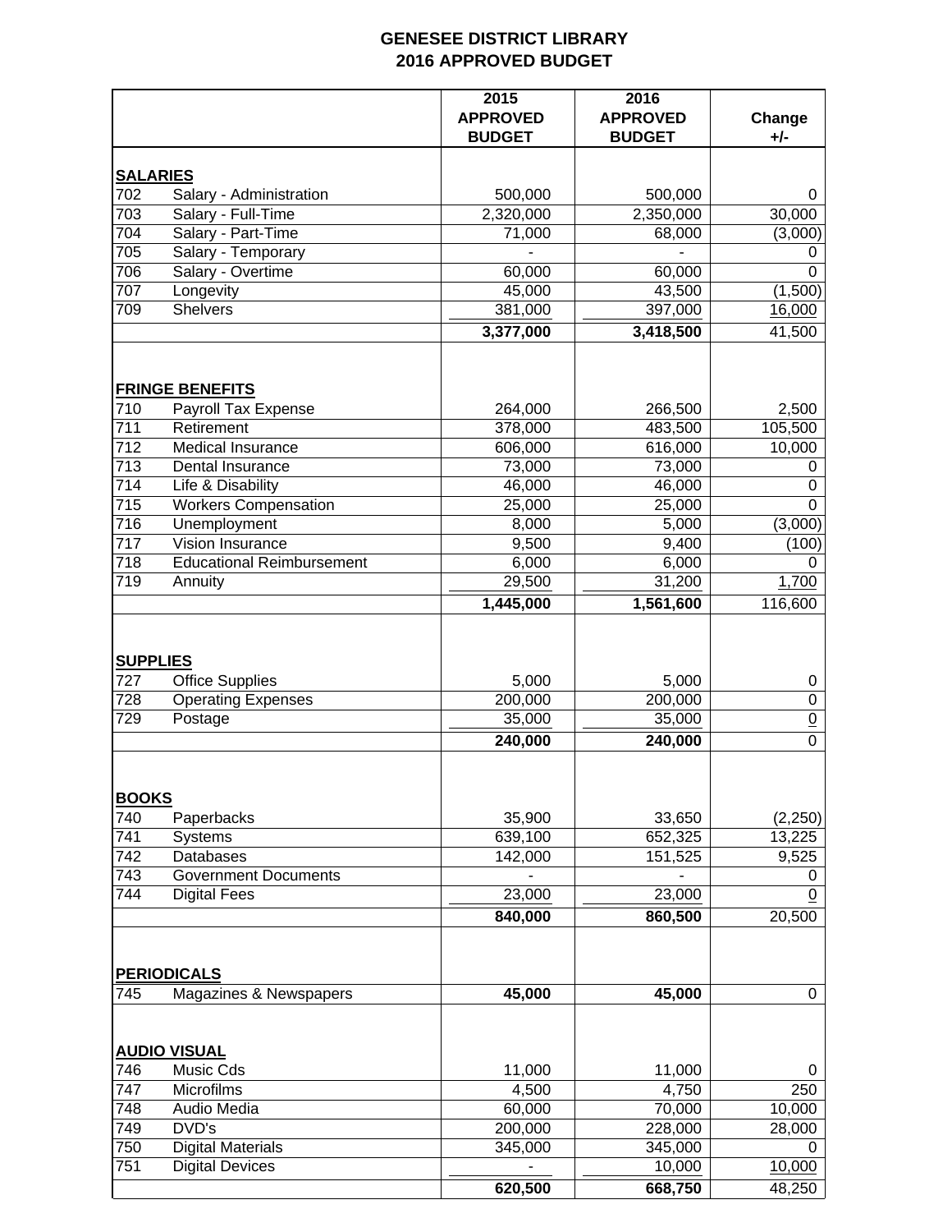# GENESEE DISTRICT LIBRARY
## 2016 APPROVED BUDGET

| | | 2015 APPROVED BUDGET | 2016 APPROVED BUDGET | Change +/- |
|---|---|---|---|---|
| **SALARIES** | | | | |
| 702 | Salary - Administration | 500,000 | 500,000 | 0 |
| 703 | Salary - Full-Time | 2,320,000 | 2,350,000 | 30,000 |
| 704 | Salary - Part-Time | 71,000 | 68,000 | (3,000) |
| 705 | Salary - Temporary | - | - | 0 |
| 706 | Salary - Overtime | 60,000 | 60,000 | 0 |
| 707 | Longevity | 45,000 | 43,500 | (1,500) |
| 709 | Shelvers | 381,000 | 397,000 | 16,000 |
| | | **3,377,000** | **3,418,500** | 41,500 |
| **FRINGE BENEFITS** | | | | |
| 710 | Payroll Tax Expense | 264,000 | 266,500 | 2,500 |
| 711 | Retirement | 378,000 | 483,500 | 105,500 |
| 712 | Medical Insurance | 606,000 | 616,000 | 10,000 |
| 713 | Dental Insurance | 73,000 | 73,000 | 0 |
| 714 | Life & Disability | 46,000 | 46,000 | 0 |
| 715 | Workers Compensation | 25,000 | 25,000 | 0 |
| 716 | Unemployment | 8,000 | 5,000 | (3,000) |
| 717 | Vision Insurance | 9,500 | 9,400 | (100) |
| 718 | Educational Reimbursement | 6,000 | 6,000 | 0 |
| 719 | Annuity | 29,500 | 31,200 | 1,700 |
| | | **1,445,000** | **1,561,600** | 116,600 |
| **SUPPLIES** | | | | |
| 727 | Office Supplies | 5,000 | 5,000 | 0 |
| 728 | Operating Expenses | 200,000 | 200,000 | 0 |
| 729 | Postage | 35,000 | 35,000 | 0 |
| | | **240,000** | **240,000** | 0 |
| **BOOKS** | | | | |
| 740 | Paperbacks | 35,900 | 33,650 | (2,250) |
| 741 | Systems | 639,100 | 652,325 | 13,225 |
| 742 | Databases | 142,000 | 151,525 | 9,525 |
| 743 | Government Documents | - | - | 0 |
| 744 | Digital Fees | 23,000 | 23,000 | 0 |
| | | **840,000** | **860,500** | 20,500 |
| **PERIODICALS** | | | | |
| 745 | Magazines & Newspapers | **45,000** | **45,000** | 0 |
| **AUDIO VISUAL** | | | | |
| 746 | Music Cds | 11,000 | 11,000 | 0 |
| 747 | Microfilms | 4,500 | 4,750 | 250 |
| 748 | Audio Media | 60,000 | 70,000 | 10,000 |
| 749 | DVD's | 200,000 | 228,000 | 28,000 |
| 750 | Digital Materials | 345,000 | 345,000 | 0 |
| 751 | Digital Devices | - | 10,000 | 10,000 |
| | | **620,500** | **668,750** | 48,250 |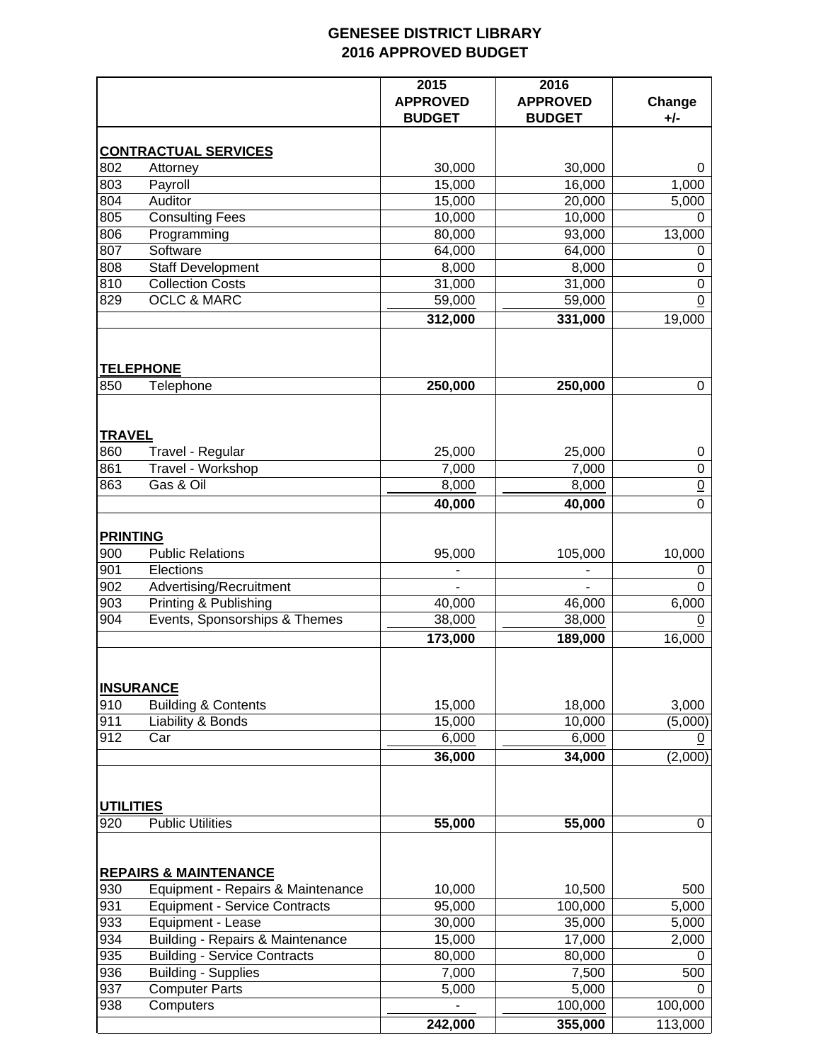# GENESEE DISTRICT LIBRARY
## 2016 APPROVED BUDGET

| | | 2015 APPROVED BUDGET | 2016 APPROVED BUDGET | Change +/- |
|---|---|---|---|---|
| **CONTRACTUAL SERVICES** | | | | |
| 802 | Attorney | 30,000 | 30,000 | 0 |
| 803 | Payroll | 15,000 | 16,000 | 1,000 |
| 804 | Auditor | 15,000 | 20,000 | 5,000 |
| 805 | Consulting Fees | 10,000 | 10,000 | 0 |
| 806 | Programming | 80,000 | 93,000 | 13,000 |
| 807 | Software | 64,000 | 64,000 | 0 |
| 808 | Staff Development | 8,000 | 8,000 | 0 |
| 810 | Collection Costs | 31,000 | 31,000 | 0 |
| 829 | OCLC & MARC | 59,000 | 59,000 | 0 |
| | | **312,000** | **331,000** | 19,000 |
| **TELEPHONE** | | | | |
| 850 | Telephone | **250,000** | **250,000** | 0 |
| **TRAVEL** | | | | |
| 860 | Travel - Regular | 25,000 | 25,000 | 0 |
| 861 | Travel - Workshop | 7,000 | 7,000 | 0 |
| 863 | Gas & Oil | 8,000 | 8,000 | 0 |
| | | **40,000** | **40,000** | 0 |
| **PRINTING** | | | | |
| 900 | Public Relations | 95,000 | 105,000 | 10,000 |
| 901 | Elections | - | - | 0 |
| 902 | Advertising/Recruitment | - | - | 0 |
| 903 | Printing & Publishing | 40,000 | 46,000 | 6,000 |
| 904 | Events, Sponsorships & Themes | 38,000 | 38,000 | 0 |
| | | **173,000** | **189,000** | 16,000 |
| **INSURANCE** | | | | |
| 910 | Building & Contents | 15,000 | 18,000 | 3,000 |
| 911 | Liability & Bonds | 15,000 | 10,000 | (5,000) |
| 912 | Car | 6,000 | 6,000 | 0 |
| | | **36,000** | **34,000** | (2,000) |
| **UTILITIES** | | | | |
| 920 | Public Utilities | **55,000** | **55,000** | 0 |
| **REPAIRS & MAINTENANCE** | | | | |
| 930 | Equipment - Repairs & Maintenance | 10,000 | 10,500 | 500 |
| 931 | Equipment - Service Contracts | 95,000 | 100,000 | 5,000 |
| 933 | Equipment - Lease | 30,000 | 35,000 | 5,000 |
| 934 | Building - Repairs & Maintenance | 15,000 | 17,000 | 2,000 |
| 935 | Building - Service Contracts | 80,000 | 80,000 | 0 |
| 936 | Building - Supplies | 7,000 | 7,500 | 500 |
| 937 | Computer Parts | 5,000 | 5,000 | 0 |
| 938 | Computers | - | 100,000 | 100,000 |
| | | **242,000** | **355,000** | 113,000 |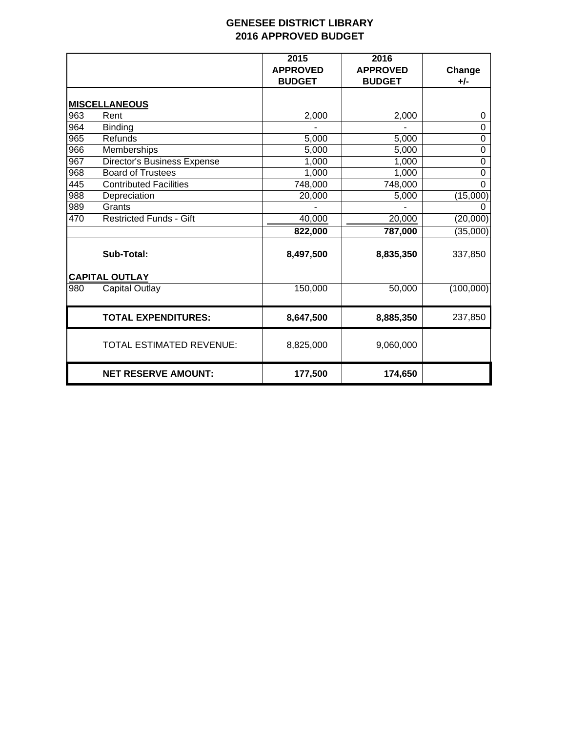# GENESEE DISTRICT LIBRARY
## 2016 APPROVED BUDGET

| | | 2015 APPROVED BUDGET | 2016 APPROVED BUDGET | Change +/- |
|---|---|---|---|---|
| **MISCELLANEOUS** | | | | |
| 963 | Rent | 2,000 | 2,000 | 0 |
| 964 | Binding | - | - | 0 |
| 965 | Refunds | 5,000 | 5,000 | 0 |
| 966 | Memberships | 5,000 | 5,000 | 0 |
| 967 | Director's Business Expense | 1,000 | 1,000 | 0 |
| 968 | Board of Trustees | 1,000 | 1,000 | 0 |
| 445 | Contributed Facilities | 748,000 | 748,000 | 0 |
| 988 | Depreciation | 20,000 | 5,000 | (15,000) |
| 989 | Grants | - | - | 0 |
| 470 | Restricted Funds - Gift | 40,000 | 20,000 | (20,000) |
| | | **822,000** | **787,000** | (35,000) |
| | **Sub-Total:** | **8,497,500** | **8,835,350** | 337,850 |
| **CAPITAL OUTLAY** | | | | |
| 980 | Capital Outlay | 150,000 | 50,000 | (100,000) |
| | | | | |
| | **TOTAL EXPENDITURES:** | **8,647,500** | **8,885,350** | 237,850 |
| | TOTAL ESTIMATED REVENUE: | 8,825,000 | 9,060,000 | |
| | **NET RESERVE AMOUNT:** | **177,500** | **174,650** | |